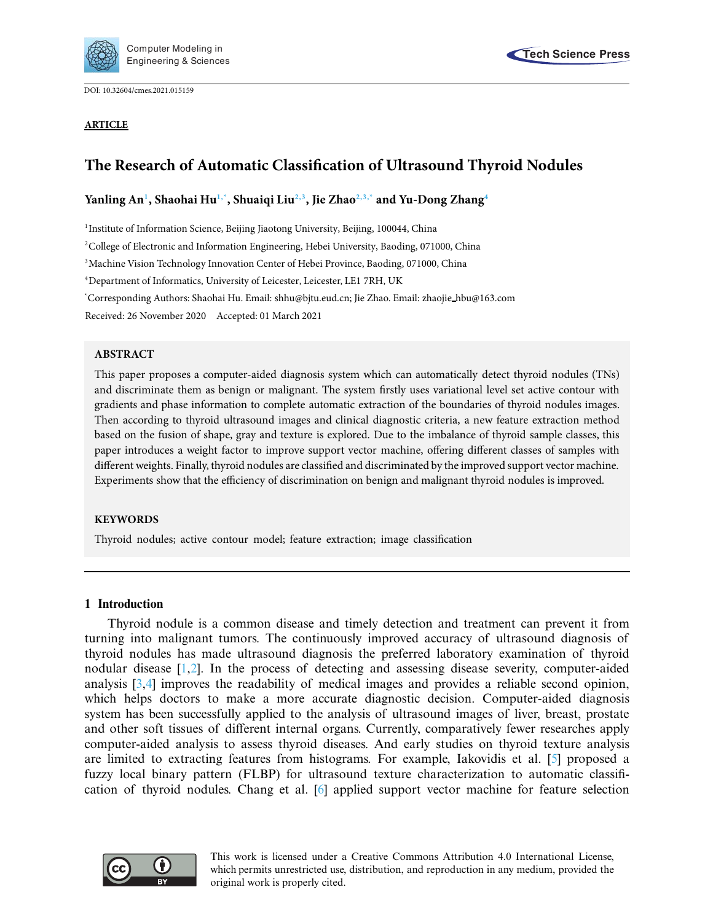DOI: 10.32604/cmes.2021.015159

**ARTICLE**

# The Research of Automatic Classification of Ultrasound Thyroid Nodules

**Yanling An[1], Shaohai Hu[1,*], Shuaiqi Liu[2,3], Jie Zhao[2,3,*] and Yu-Dong Zhang[4]**

[1]Institute of Information Science, Beijing Jiaotong University, Beijing, 100044, China

[2]College of Electronic and Information Engineering, Hebei University, Baoding, 071000, China

[3]Machine Vision Technology Innovation Center of Hebei Province, Baoding, 071000, China

[4]Department of Informatics, University of Leicester, Leicester, LE1 7RH, UK

[*]Corresponding Authors: Shaohai Hu. Email: shhu@bjtu.eud.cn; Jie Zhao. Email: zhaojie_hbu@163.com

Received: 26 November 2020 Accepted: 01 March 2021

## ABSTRACT

This paper proposes a computer-aided diagnosis system which can automatically detect thyroid nodules (TNs) and discriminate them as benign or malignant. The system firstly uses variational level set active contour with gradients and phase information to complete automatic extraction of the boundaries of thyroid nodules images. Then according to thyroid ultrasound images and clinical diagnostic criteria, a new feature extraction method based on the fusion of shape, gray and texture is explored. Due to the imbalance of thyroid sample classes, this paper introduces a weight factor to improve support vector machine, offering different classes of samples with different weights. Finally, thyroid nodules are classified and discriminated by the improved support vector machine. Experiments show that the efficiency of discrimination on benign and malignant thyroid nodules is improved.

## KEYWORDS

Thyroid nodules; active contour model; feature extraction; image classification

## 1 Introduction

Thyroid nodule is a common disease and timely detection and treatment can prevent it from turning into malignant tumors. The continuously improved accuracy of ultrasound diagnosis of thyroid nodules has made ultrasound diagnosis the preferred laboratory examination of thyroid nodular disease [1,2]. In the process of detecting and assessing disease severity, computer-aided analysis [3,4] improves the readability of medical images and provides a reliable second opinion, which helps doctors to make a more accurate diagnostic decision. Computer-aided diagnosis system has been successfully applied to the analysis of ultrasound images of liver, breast, prostate and other soft tissues of different internal organs. Currently, comparatively fewer researches apply computer-aided analysis to assess thyroid diseases. And early studies on thyroid texture analysis are limited to extracting features from histograms. For example, Iakovidis et al. [5] proposed a fuzzy local binary pattern (FLBP) for ultrasound texture characterization to automatic classification of thyroid nodules. Chang et al. [6] applied support vector machine for feature selection

This work is licensed under a Creative Commons Attribution 4.0 International License, which permits unrestricted use, distribution, and reproduction in any medium, provided the original work is properly cited.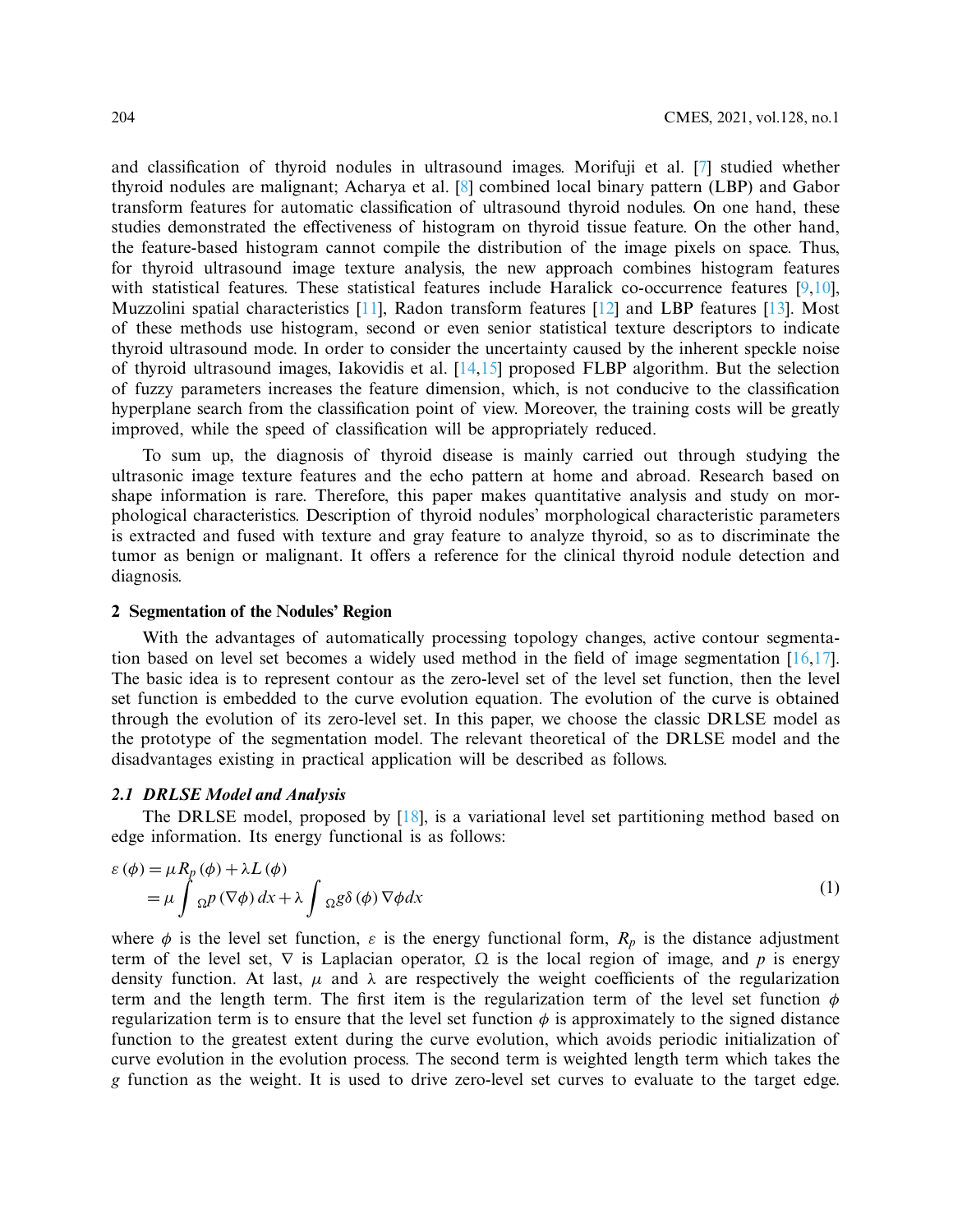and classification of thyroid nodules in ultrasound images. Morifuji et al. [7] studied whether thyroid nodules are malignant; Acharya et al. [8] combined local binary pattern (LBP) and Gabor transform features for automatic classification of ultrasound thyroid nodules. On one hand, these studies demonstrated the effectiveness of histogram on thyroid tissue feature. On the other hand, the feature-based histogram cannot compile the distribution of the image pixels on space. Thus, for thyroid ultrasound image texture analysis, the new approach combines histogram features with statistical features. These statistical features include Haralick co-occurrence features [9,10], Muzzolini spatial characteristics [11], Radon transform features [12] and LBP features [13]. Most of these methods use histogram, second or even senior statistical texture descriptors to indicate thyroid ultrasound mode. In order to consider the uncertainty caused by the inherent speckle noise of thyroid ultrasound images, Iakovidis et al. [14,15] proposed FLBP algorithm. But the selection of fuzzy parameters increases the feature dimension, which, is not conducive to the classification hyperplane search from the classification point of view. Moreover, the training costs will be greatly improved, while the speed of classification will be appropriately reduced.

To sum up, the diagnosis of thyroid disease is mainly carried out through studying the ultrasonic image texture features and the echo pattern at home and abroad. Research based on shape information is rare. Therefore, this paper makes quantitative analysis and study on morphological characteristics. Description of thyroid nodules' morphological characteristic parameters is extracted and fused with texture and gray feature to analyze thyroid, so as to discriminate the tumor as benign or malignant. It offers a reference for the clinical thyroid nodule detection and diagnosis.

## 2 Segmentation of the Nodules' Region

With the advantages of automatically processing topology changes, active contour segmentation based on level set becomes a widely used method in the field of image segmentation [16,17]. The basic idea is to represent contour as the zero-level set of the level set function, then the level set function is embedded to the curve evolution equation. The evolution of the curve is obtained through the evolution of its zero-level set. In this paper, we choose the classic DRLSE model as the prototype of the segmentation model. The relevant theoretical of the DRLSE model and the disadvantages existing in practical application will be described as follows.

### *2.1 DRLSE Model and Analysis*

The DRLSE model, proposed by [18], is a variational level set partitioning method based on edge information. Its energy functional is as follows:

$$\begin{aligned}\varepsilon(\phi) &= \mu R_p(\phi) + \lambda L(\phi) \\ &= \mu \int_{\Omega} p(\nabla\phi)\,dx + \lambda \int_{\Omega} g\delta(\phi)\nabla\phi\,dx\end{aligned} \tag{1}$$

where $\phi$ is the level set function, $\varepsilon$ is the energy functional form, $R_p$ is the distance adjustment term of the level set, $\nabla$ is Laplacian operator, $\Omega$ is the local region of image, and $p$ is energy density function. At last, $\mu$ and $\lambda$ are respectively the weight coefficients of the regularization term and the length term. The first item is the regularization term of the level set function $\phi$ regularization term is to ensure that the level set function $\phi$ is approximately to the signed distance function to the greatest extent during the curve evolution, which avoids periodic initialization of curve evolution in the evolution process. The second term is weighted length term which takes the $g$ function as the weight. It is used to drive zero-level set curves to evaluate to the target edge.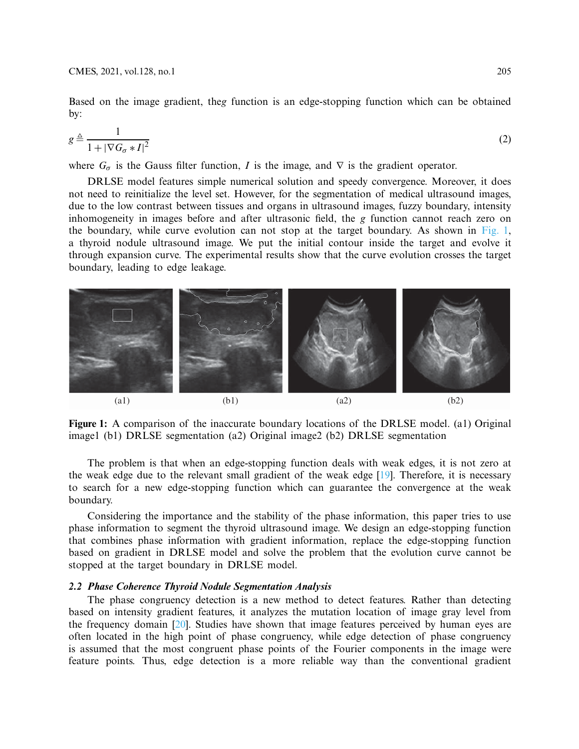Based on the image gradient, the$g$ function is an edge-stopping function which can be obtained by:

$$g \triangleq \frac{1}{1 + |\nabla G_\sigma * I|^2} \tag{2}$$

where $G_\sigma$ is the Gauss filter function, $I$ is the image, and $\nabla$ is the gradient operator.

DRLSE model features simple numerical solution and speedy convergence. Moreover, it does not need to reinitialize the level set. However, for the segmentation of medical ultrasound images, due to the low contrast between tissues and organs in ultrasound images, fuzzy boundary, intensity inhomogeneity in images before and after ultrasonic field, the $g$ function cannot reach zero on the boundary, while curve evolution can not stop at the target boundary. As shown in Fig. 1, a thyroid nodule ultrasound image. We put the initial contour inside the target and evolve it through expansion curve. The experimental results show that the curve evolution crosses the target boundary, leading to edge leakage.

(a1) (b1) (a2) (b2)

**Figure 1:** A comparison of the inaccurate boundary locations of the DRLSE model. (a1) Original image1 (b1) DRLSE segmentation (a2) Original image2 (b2) DRLSE segmentation

The problem is that when an edge-stopping function deals with weak edges, it is not zero at the weak edge due to the relevant small gradient of the weak edge [19]. Therefore, it is necessary to search for a new edge-stopping function which can guarantee the convergence at the weak boundary.

Considering the importance and the stability of the phase information, this paper tries to use phase information to segment the thyroid ultrasound image. We design an edge-stopping function that combines phase information with gradient information, replace the edge-stopping function based on gradient in DRLSE model and solve the problem that the evolution curve cannot be stopped at the target boundary in DRLSE model.

### *2.2 Phase Coherence Thyroid Nodule Segmentation Analysis*

The phase congruency detection is a new method to detect features. Rather than detecting based on intensity gradient features, it analyzes the mutation location of image gray level from the frequency domain [20]. Studies have shown that image features perceived by human eyes are often located in the high point of phase congruency, while edge detection of phase congruency is assumed that the most congruent phase points of the Fourier components in the image were feature points. Thus, edge detection is a more reliable way than the conventional gradient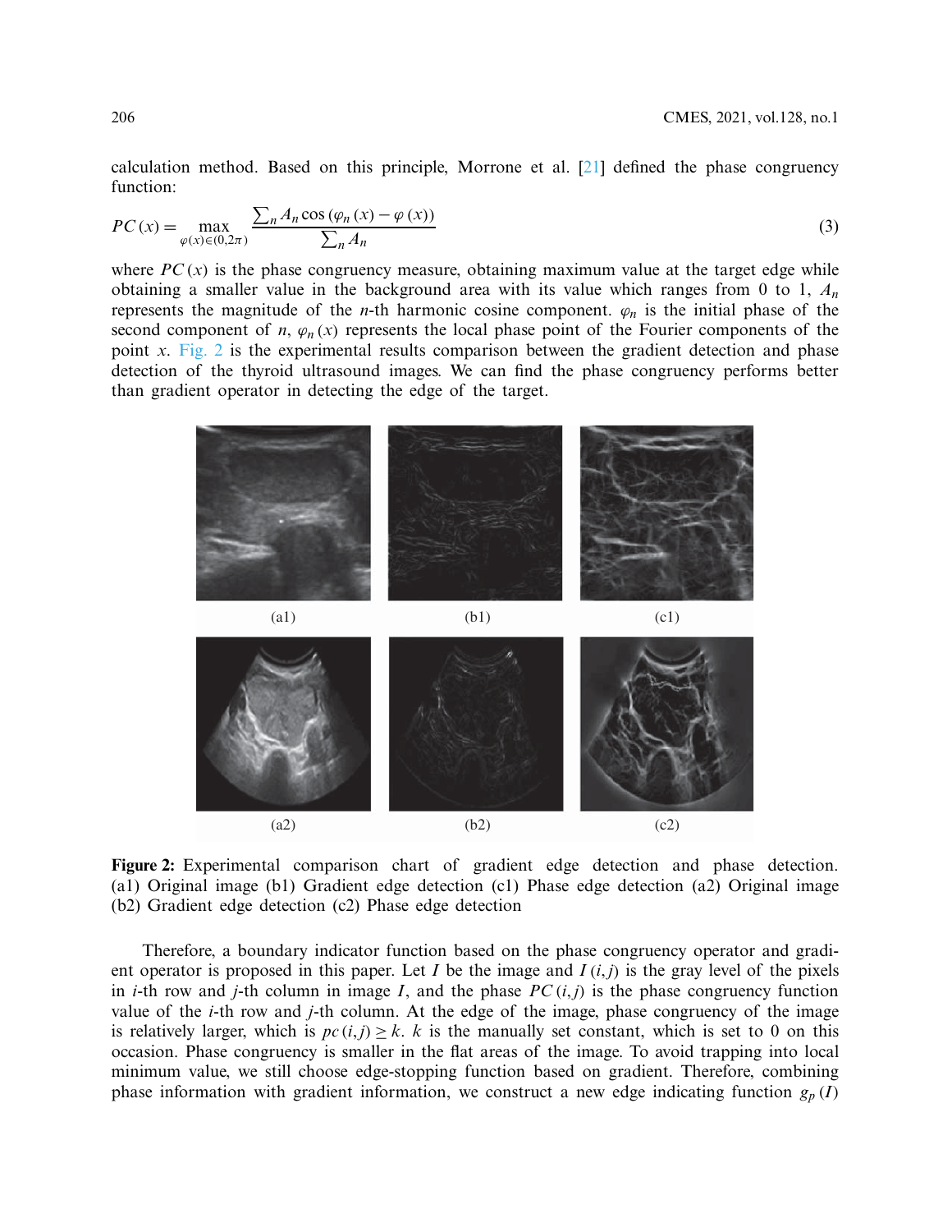calculation method. Based on this principle, Morrone et al. [21] defined the phase congruency function:

$$PC(x) = \max_{\varphi(x)\in(0,2\pi)} \frac{\sum_n A_n \cos(\varphi_n(x) - \varphi(x))}{\sum_n A_n} \tag{3}$$

where $PC(x)$ is the phase congruency measure, obtaining maximum value at the target edge while obtaining a smaller value in the background area with its value which ranges from 0 to 1, $A_n$ represents the magnitude of the $n$-th harmonic cosine component. $\varphi_n$ is the initial phase of the second component of $n$, $\varphi_n(x)$ represents the local phase point of the Fourier components of the point $x$. Fig. 2 is the experimental results comparison between the gradient detection and phase detection of the thyroid ultrasound images. We can find the phase congruency performs better than gradient operator in detecting the edge of the target.

(a1) (b1) (c1)

(a2) (b2) (c2)

**Figure 2:** Experimental comparison chart of gradient edge detection and phase detection. (a1) Original image (b1) Gradient edge detection (c1) Phase edge detection (a2) Original image (b2) Gradient edge detection (c2) Phase edge detection

Therefore, a boundary indicator function based on the phase congruency operator and gradient operator is proposed in this paper. Let $I$ be the image and $I(i,j)$ is the gray level of the pixels in $i$-th row and $j$-th column in image $I$, and the phase $PC(i,j)$ is the phase congruency function value of the $i$-th row and $j$-th column. At the edge of the image, phase congruency of the image is relatively larger, which is $pc(i,j) \geq k$. $k$ is the manually set constant, which is set to 0 on this occasion. Phase congruency is smaller in the flat areas of the image. To avoid trapping into local minimum value, we still choose edge-stopping function based on gradient. Therefore, combining phase information with gradient information, we construct a new edge indicating function $g_p(I)$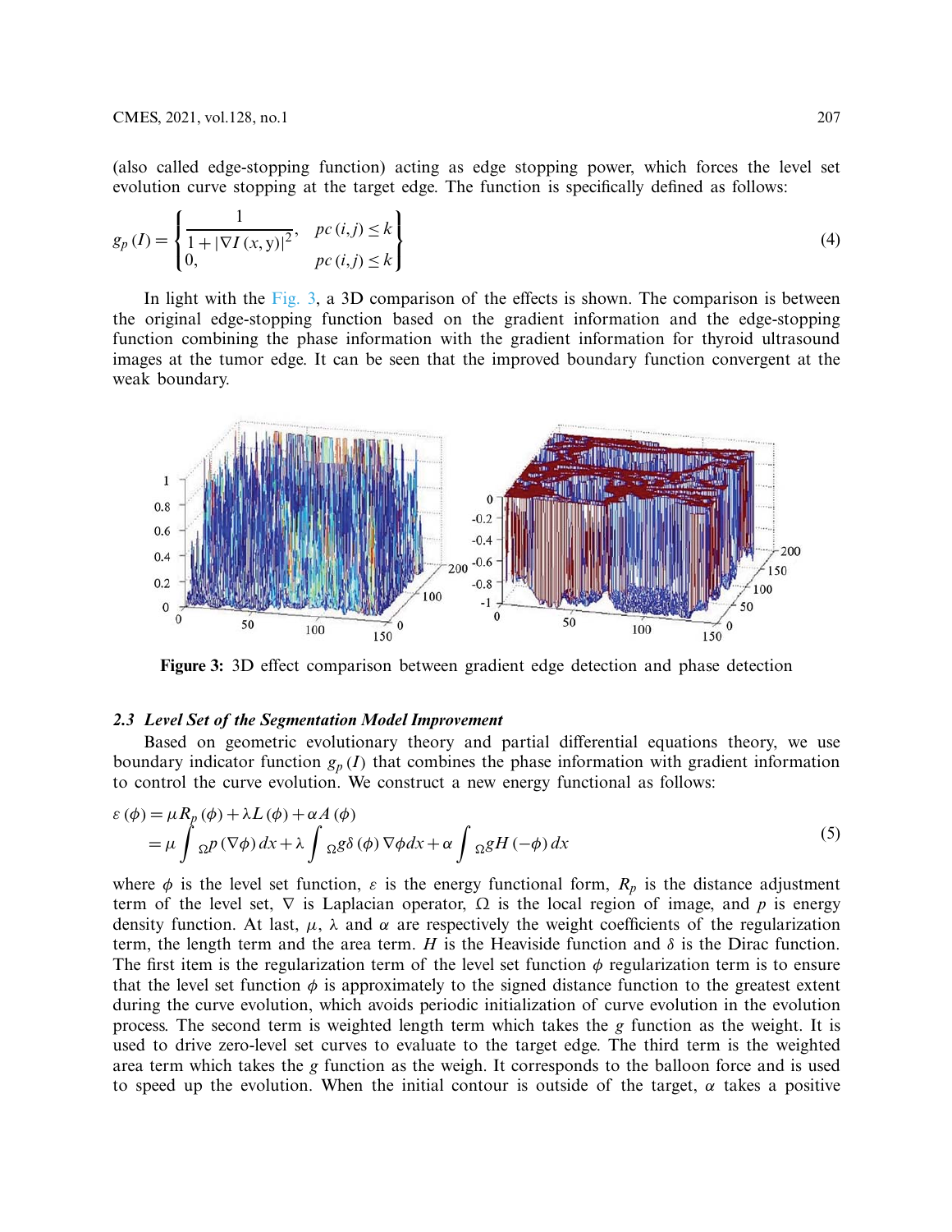(also called edge-stopping function) acting as edge stopping power, which forces the level set evolution curve stopping at the target edge. The function is specifically defined as follows:

$$g_p(I) = \begin{cases} \dfrac{1}{1+|\nabla I(x,y)|^2}, & pc(i,j) \le k \\ 0, & pc(i,j) \le k \end{cases} \tag{4}$$

In light with the Fig. 3, a 3D comparison of the effects is shown. The comparison is between the original edge-stopping function based on the gradient information and the edge-stopping function combining the phase information with the gradient information for thyroid ultrasound images at the tumor edge. It can be seen that the improved boundary function convergent at the weak boundary.

**Figure 3:** 3D effect comparison between gradient edge detection and phase detection

### *2.3 Level Set of the Segmentation Model Improvement*

Based on geometric evolutionary theory and partial differential equations theory, we use boundary indicator function $g_p(I)$ that combines the phase information with gradient information to control the curve evolution. We construct a new energy functional as follows:

$$\begin{aligned} \varepsilon(\phi) &= \mu R_p(\phi) + \lambda L(\phi) + \alpha A(\phi) \\ &= \mu \int_{\Omega} p(\nabla\phi)\, dx + \lambda \int_{\Omega} g\delta(\phi)\nabla\phi dx + \alpha \int_{\Omega} gH(-\phi)\, dx \end{aligned} \tag{5}$$

where $\phi$ is the level set function, $\varepsilon$ is the energy functional form, $R_p$ is the distance adjustment term of the level set, $\nabla$ is Laplacian operator, $\Omega$ is the local region of image, and $p$ is energy density function. At last, $\mu$, $\lambda$ and $\alpha$ are respectively the weight coefficients of the regularization term, the length term and the area term. $H$ is the Heaviside function and $\delta$ is the Dirac function. The first item is the regularization term of the level set function $\phi$ regularization term is to ensure that the level set function $\phi$ is approximately to the signed distance function to the greatest extent during the curve evolution, which avoids periodic initialization of curve evolution in the evolution process. The second term is weighted length term which takes the $g$ function as the weight. It is used to drive zero-level set curves to evaluate to the target edge. The third term is the weighted area term which takes the $g$ function as the weigh. It corresponds to the balloon force and is used to speed up the evolution. When the initial contour is outside of the target, $\alpha$ takes a positive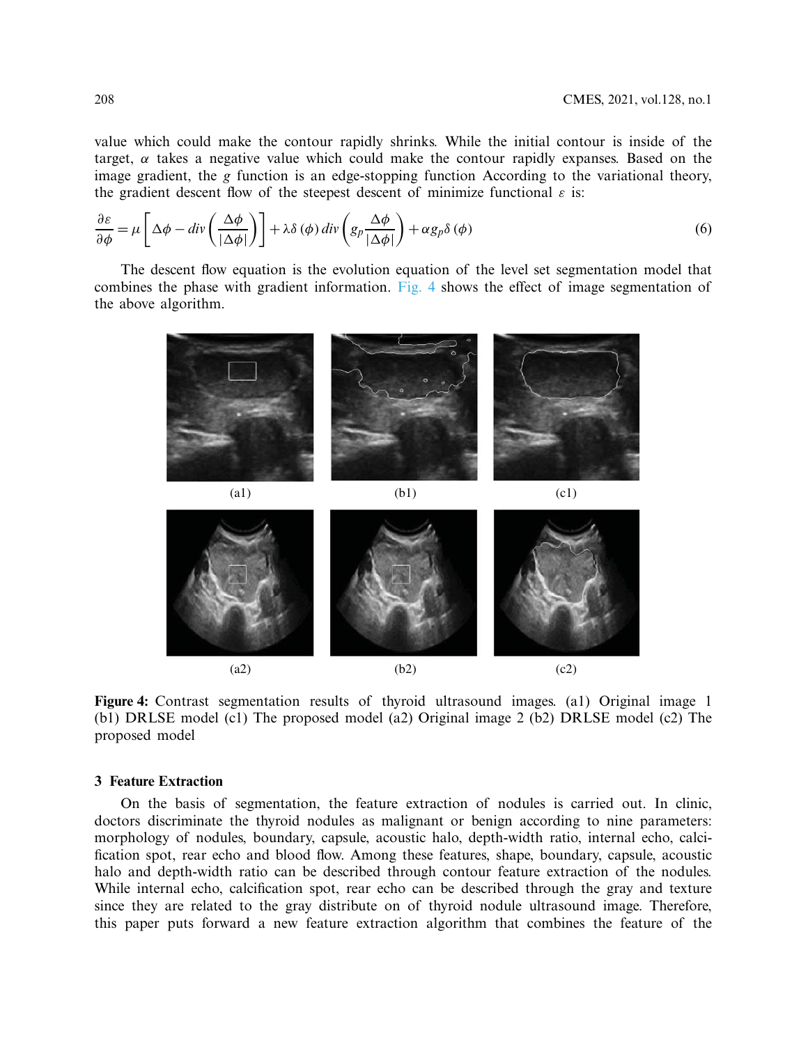value which could make the contour rapidly shrinks. While the initial contour is inside of the target, $\alpha$ takes a negative value which could make the contour rapidly expanses. Based on the image gradient, the $g$ function is an edge-stopping function According to the variational theory, the gradient descent flow of the steepest descent of minimize functional $\varepsilon$ is:

$$\frac{\partial \varepsilon}{\partial \phi} = \mu \left[ \Delta\phi - div\left(\frac{\Delta\phi}{|\Delta\phi|}\right)\right] + \lambda\delta(\phi)\, div\left(g_p \frac{\Delta\phi}{|\Delta\phi|}\right) + \alpha g_p \delta(\phi) \tag{6}$$

The descent flow equation is the evolution equation of the level set segmentation model that combines the phase with gradient information. Fig. 4 shows the effect of image segmentation of the above algorithm.

**Figure 4:** Contrast segmentation results of thyroid ultrasound images. (a1) Original image 1 (b1) DRLSE model (c1) The proposed model (a2) Original image 2 (b2) DRLSE model (c2) The proposed model

## 3 Feature Extraction

On the basis of segmentation, the feature extraction of nodules is carried out. In clinic, doctors discriminate the thyroid nodules as malignant or benign according to nine parameters: morphology of nodules, boundary, capsule, acoustic halo, depth-width ratio, internal echo, calcification spot, rear echo and blood flow. Among these features, shape, boundary, capsule, acoustic halo and depth-width ratio can be described through contour feature extraction of the nodules. While internal echo, calcification spot, rear echo can be described through the gray and texture since they are related to the gray distribute on of thyroid nodule ultrasound image. Therefore, this paper puts forward a new feature extraction algorithm that combines the feature of the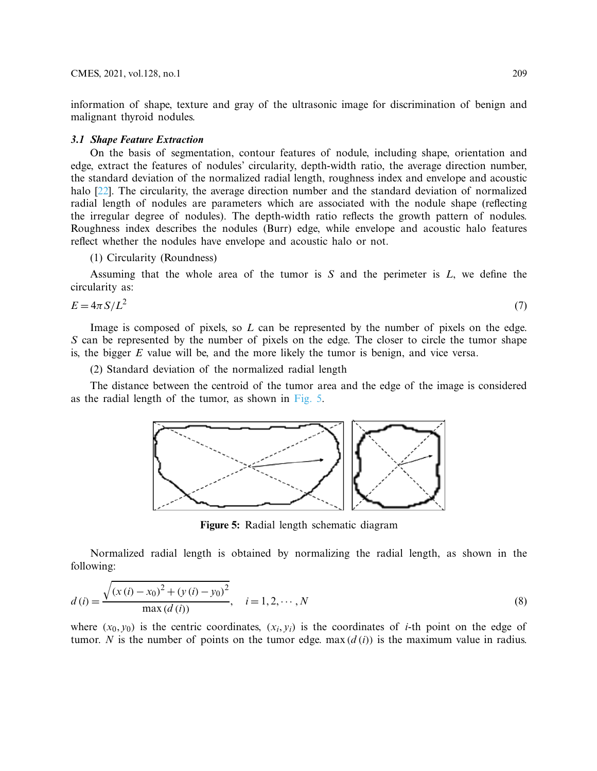information of shape, texture and gray of the ultrasonic image for discrimination of benign and malignant thyroid nodules.

### *3.1 Shape Feature Extraction*

On the basis of segmentation, contour features of nodule, including shape, orientation and edge, extract the features of nodules' circularity, depth-width ratio, the average direction number, the standard deviation of the normalized radial length, roughness index and envelope and acoustic halo [22]. The circularity, the average direction number and the standard deviation of normalized radial length of nodules are parameters which are associated with the nodule shape (reflecting the irregular degree of nodules). The depth-width ratio reflects the growth pattern of nodules. Roughness index describes the nodules (Burr) edge, while envelope and acoustic halo features reflect whether the nodules have envelope and acoustic halo or not.

(1) Circularity (Roundness)

Assuming that the whole area of the tumor is $S$ and the perimeter is $L$, we define the circularity as:

$$E = 4\pi S/L^2 \tag{7}$$

Image is composed of pixels, so $L$ can be represented by the number of pixels on the edge. $S$ can be represented by the number of pixels on the edge. The closer to circle the tumor shape is, the bigger $E$ value will be, and the more likely the tumor is benign, and vice versa.

(2) Standard deviation of the normalized radial length

The distance between the centroid of the tumor area and the edge of the image is considered as the radial length of the tumor, as shown in Fig. 5.

**Figure 5:** Radial length schematic diagram

Normalized radial length is obtained by normalizing the radial length, as shown in the following:

$$d(i) = \frac{\sqrt{(x(i) - x_0)^2 + (y(i) - y_0)^2}}{\max(d(i))}, \quad i = 1, 2, \cdots, N \tag{8}$$

where $(x_0, y_0)$ is the centric coordinates, $(x_i, y_i)$ is the coordinates of $i$-th point on the edge of tumor. $N$ is the number of points on the tumor edge. $\max(d(i))$ is the maximum value in radius.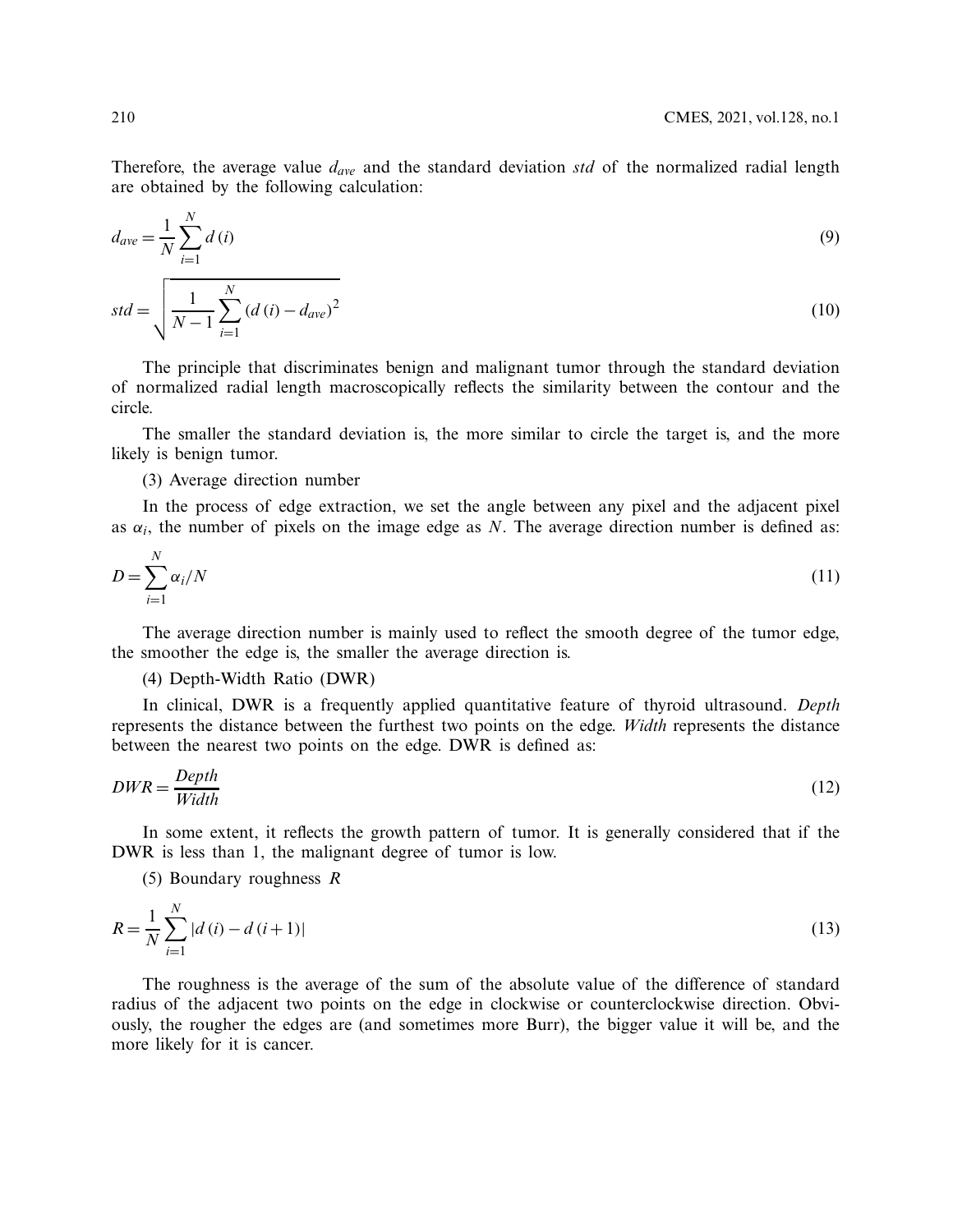Therefore, the average value $d_{ave}$ and the standard deviation *std* of the normalized radial length are obtained by the following calculation:

$$d_{ave} = \frac{1}{N}\sum_{i=1}^{N} d(i) \tag{9}$$

$$std = \sqrt{\frac{1}{N-1}\sum_{i=1}^{N} \left(d(i) - d_{ave}\right)^2} \tag{10}$$

The principle that discriminates benign and malignant tumor through the standard deviation of normalized radial length macroscopically reflects the similarity between the contour and the circle.

The smaller the standard deviation is, the more similar to circle the target is, and the more likely is benign tumor.

(3) Average direction number

In the process of edge extraction, we set the angle between any pixel and the adjacent pixel as $\alpha_i$, the number of pixels on the image edge as $N$. The average direction number is defined as:

$$D = \sum_{i=1}^{N} \alpha_i / N \tag{11}$$

The average direction number is mainly used to reflect the smooth degree of the tumor edge, the smoother the edge is, the smaller the average direction is.

(4) Depth-Width Ratio (DWR)

In clinical, DWR is a frequently applied quantitative feature of thyroid ultrasound. *Depth* represents the distance between the furthest two points on the edge. *Width* represents the distance between the nearest two points on the edge. DWR is defined as:

$$DWR = \frac{Depth}{Width} \tag{12}$$

In some extent, it reflects the growth pattern of tumor. It is generally considered that if the DWR is less than 1, the malignant degree of tumor is low.

(5) Boundary roughness $R$

$$R = \frac{1}{N}\sum_{i=1}^{N} \left|d(i) - d(i+1)\right| \tag{13}$$

The roughness is the average of the sum of the absolute value of the difference of standard radius of the adjacent two points on the edge in clockwise or counterclockwise direction. Obviously, the rougher the edges are (and sometimes more Burr), the bigger value it will be, and the more likely for it is cancer.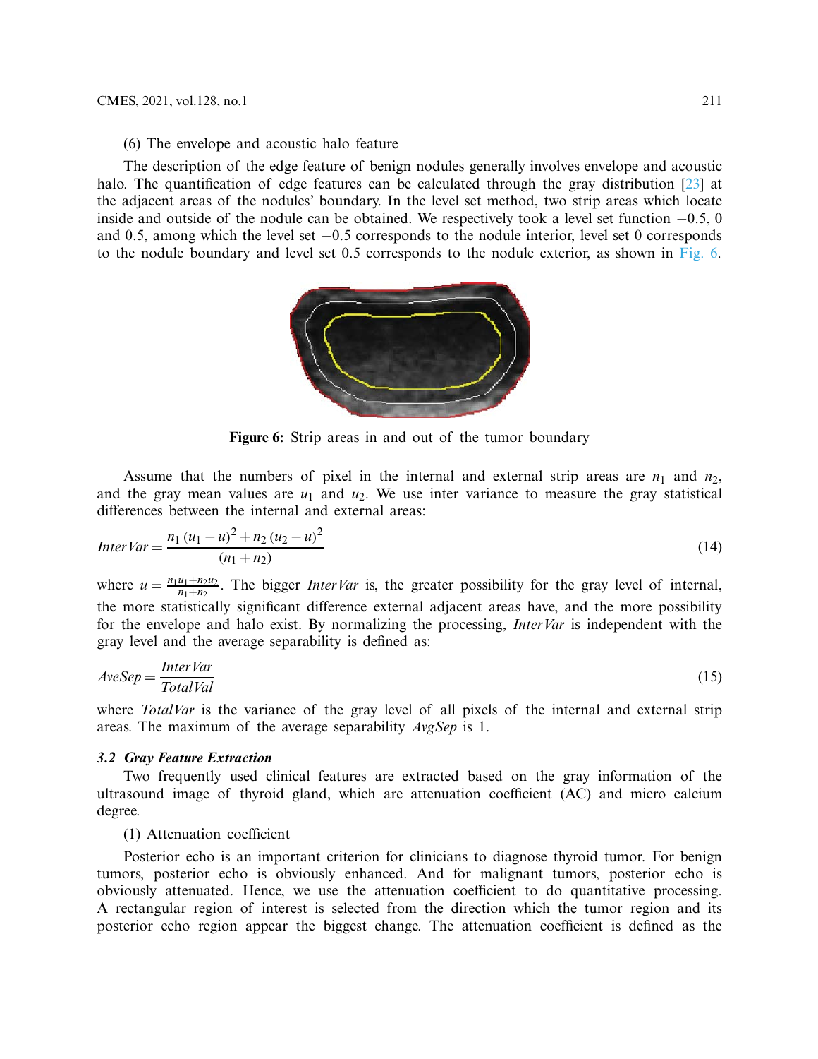(6) The envelope and acoustic halo feature

The description of the edge feature of benign nodules generally involves envelope and acoustic halo. The quantification of edge features can be calculated through the gray distribution [23] at the adjacent areas of the nodules' boundary. In the level set method, two strip areas which locate inside and outside of the nodule can be obtained. We respectively took a level set function −0.5, 0 and 0.5, among which the level set −0.5 corresponds to the nodule interior, level set 0 corresponds to the nodule boundary and level set 0.5 corresponds to the nodule exterior, as shown in Fig. 6.

**Figure 6:** Strip areas in and out of the tumor boundary

Assume that the numbers of pixel in the internal and external strip areas are $n_1$ and $n_2$, and the gray mean values are $u_1$ and $u_2$. We use inter variance to measure the gray statistical differences between the internal and external areas:

$$InterVar = \frac{n_1 (u_1 - u)^2 + n_2 (u_2 - u)^2}{(n_1 + n_2)} \tag{14}$$

where $u = \frac{n_1 u_1 + n_2 u_2}{n_1 + n_2}$. The bigger *InterVar* is, the greater possibility for the gray level of internal, the more statistically significant difference external adjacent areas have, and the more possibility for the envelope and halo exist. By normalizing the processing, *InterVar* is independent with the gray level and the average separability is defined as:

$$AveSep = \frac{InterVar}{TotalVal} \tag{15}$$

where *TotalVar* is the variance of the gray level of all pixels of the internal and external strip areas. The maximum of the average separability *AvgSep* is 1.

### *3.2 Gray Feature Extraction*

Two frequently used clinical features are extracted based on the gray information of the ultrasound image of thyroid gland, which are attenuation coefficient (AC) and micro calcium degree.

(1) Attenuation coefficient

Posterior echo is an important criterion for clinicians to diagnose thyroid tumor. For benign tumors, posterior echo is obviously enhanced. And for malignant tumors, posterior echo is obviously attenuated. Hence, we use the attenuation coefficient to do quantitative processing. A rectangular region of interest is selected from the direction which the tumor region and its posterior echo region appear the biggest change. The attenuation coefficient is defined as the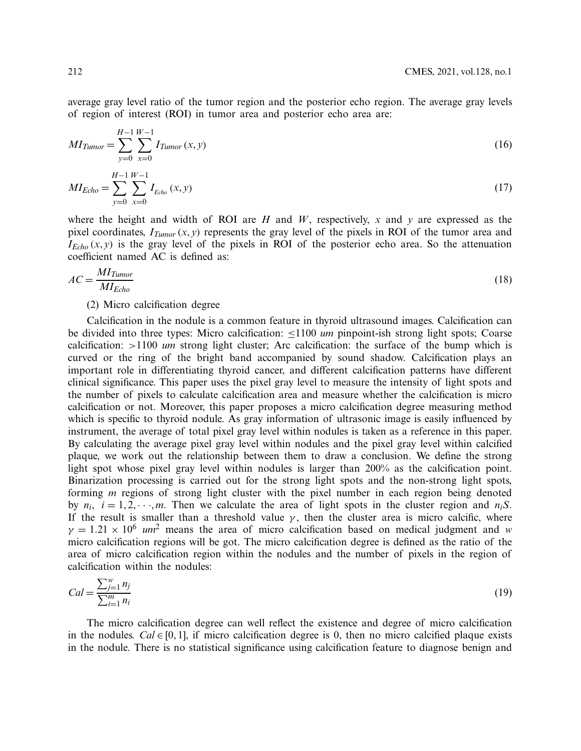average gray level ratio of the tumor region and the posterior echo region. The average gray levels of region of interest (ROI) in tumor area and posterior echo area are:

$$MI_{Tumor} = \sum_{y=0}^{H-1} \sum_{x=0}^{W-1} I_{Tumor}(x, y) \tag{16}$$

$$MI_{Echo} = \sum_{y=0}^{H-1} \sum_{x=0}^{W-1} I_{Echo}(x, y) \tag{17}$$

where the height and width of ROI are $H$ and $W$, respectively, $x$ and $y$ are expressed as the pixel coordinates, $I_{Tumor}(x, y)$ represents the gray level of the pixels in ROI of the tumor area and $I_{Echo}(x, y)$ is the gray level of the pixels in ROI of the posterior echo area. So the attenuation coefficient named AC is defined as:

$$AC = \frac{MI_{Tumor}}{MI_{Echo}} \tag{18}$$

(2) Micro calcification degree

Calcification in the nodule is a common feature in thyroid ultrasound images. Calcification can be divided into three types: Micro calcification: $\leq 1100$ *um* pinpoint-ish strong light spots; Coarse calcification: $>1100$ *um* strong light cluster; Arc calcification: the surface of the bump which is curved or the ring of the bright band accompanied by sound shadow. Calcification plays an important role in differentiating thyroid cancer, and different calcification patterns have different clinical significance. This paper uses the pixel gray level to measure the intensity of light spots and the number of pixels to calculate calcification area and measure whether the calcification is micro calcification or not. Moreover, this paper proposes a micro calcification degree measuring method which is specific to thyroid nodule. As gray information of ultrasonic image is easily influenced by instrument, the average of total pixel gray level within nodules is taken as a reference in this paper. By calculating the average pixel gray level within nodules and the pixel gray level within calcified plaque, we work out the relationship between them to draw a conclusion. We define the strong light spot whose pixel gray level within nodules is larger than 200% as the calcification point. Binarization processing is carried out for the strong light spots and the non-strong light spots, forming $m$ regions of strong light cluster with the pixel number in each region being denoted by $n_i$, $i = 1, 2, \cdots, m$. Then we calculate the area of light spots in the cluster region and $n_i S$. If the result is smaller than a threshold value $\gamma$, then the cluster area is micro calcific, where $\gamma = 1.21 \times 10^6$ $um^2$ means the area of micro calcification based on medical judgment and $w$ micro calcification regions will be got. The micro calcification degree is defined as the ratio of the area of micro calcification region within the nodules and the number of pixels in the region of calcification within the nodules:

$$Cal = \frac{\sum_{j=1}^{w} n_j}{\sum_{i=1}^{m} n_i} \tag{19}$$

The micro calcification degree can well reflect the existence and degree of micro calcification in the nodules. $Cal \in [0, 1]$, if micro calcification degree is 0, then no micro calcified plaque exists in the nodule. There is no statistical significance using calcification feature to diagnose benign and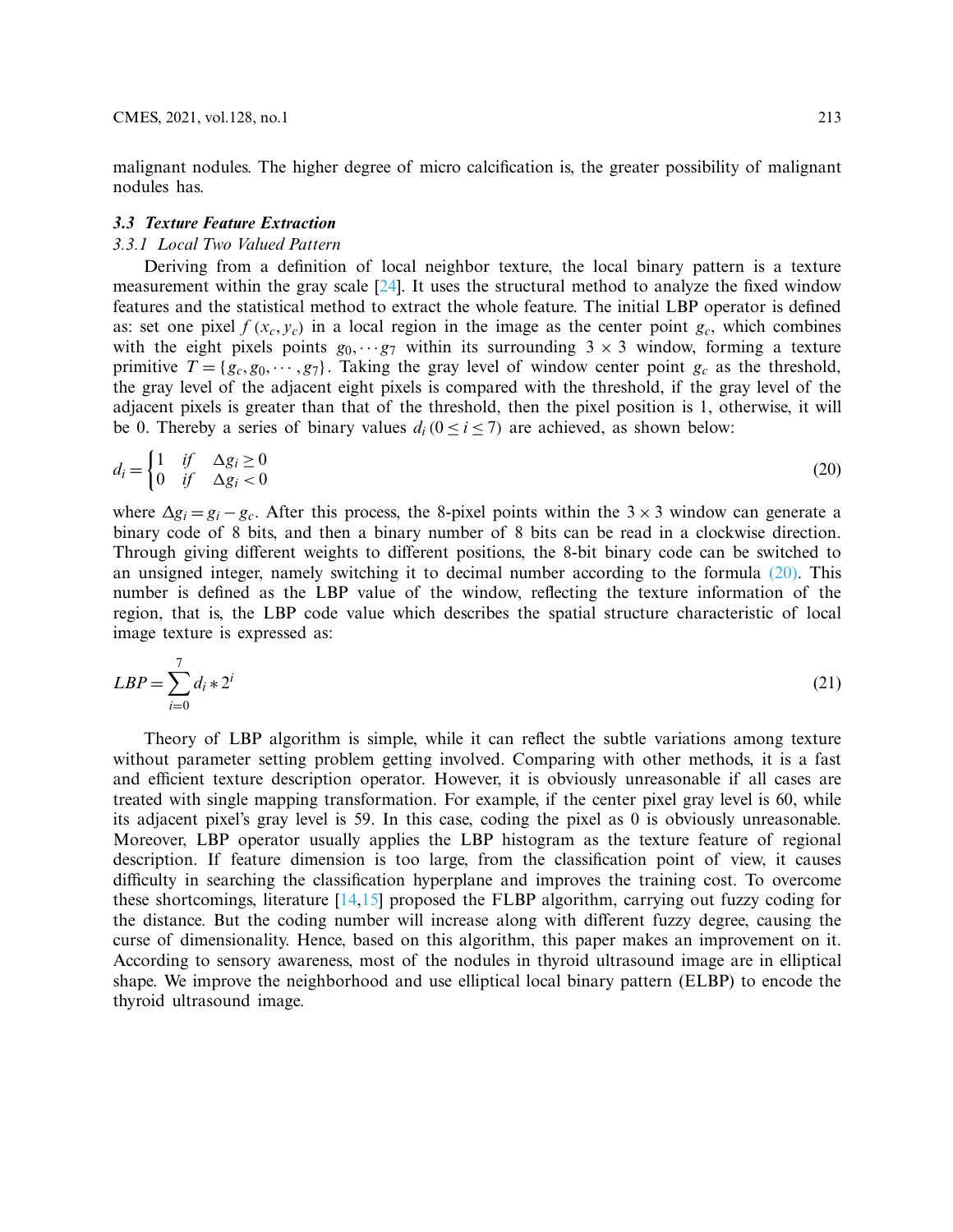malignant nodules. The higher degree of micro calcification is, the greater possibility of malignant nodules has.

### *3.3 Texture Feature Extraction*

#### *3.3.1 Local Two Valued Pattern*

Deriving from a definition of local neighbor texture, the local binary pattern is a texture measurement within the gray scale [24]. It uses the structural method to analyze the fixed window features and the statistical method to extract the whole feature. The initial LBP operator is defined as: set one pixel $f(x_c, y_c)$ in a local region in the image as the center point $g_c$, which combines with the eight pixels points $g_0, \cdots g_7$ within its surrounding $3 \times 3$ window, forming a texture primitive $T = \{g_c, g_0, \cdots, g_7\}$. Taking the gray level of window center point $g_c$ as the threshold, the gray level of the adjacent eight pixels is compared with the threshold, if the gray level of the adjacent pixels is greater than that of the threshold, then the pixel position is 1, otherwise, it will be 0. Thereby a series of binary values $d_i \, (0 \le i \le 7)$ are achieved, as shown below:

$$d_i = \begin{cases} 1 & if \quad \Delta g_i \ge 0 \\ 0 & if \quad \Delta g_i < 0 \end{cases} \tag{20}$$

where $\Delta g_i = g_i - g_c$. After this process, the 8-pixel points within the $3 \times 3$ window can generate a binary code of 8 bits, and then a binary number of 8 bits can be read in a clockwise direction. Through giving different weights to different positions, the 8-bit binary code can be switched to an unsigned integer, namely switching it to decimal number according to the formula (20). This number is defined as the LBP value of the window, reflecting the texture information of the region, that is, the LBP code value which describes the spatial structure characteristic of local image texture is expressed as:

$$LBP = \sum_{i=0}^{7} d_i * 2^i \tag{21}$$

Theory of LBP algorithm is simple, while it can reflect the subtle variations among texture without parameter setting problem getting involved. Comparing with other methods, it is a fast and efficient texture description operator. However, it is obviously unreasonable if all cases are treated with single mapping transformation. For example, if the center pixel gray level is 60, while its adjacent pixel's gray level is 59. In this case, coding the pixel as 0 is obviously unreasonable. Moreover, LBP operator usually applies the LBP histogram as the texture feature of regional description. If feature dimension is too large, from the classification point of view, it causes difficulty in searching the classification hyperplane and improves the training cost. To overcome these shortcomings, literature [14,15] proposed the FLBP algorithm, carrying out fuzzy coding for the distance. But the coding number will increase along with different fuzzy degree, causing the curse of dimensionality. Hence, based on this algorithm, this paper makes an improvement on it. According to sensory awareness, most of the nodules in thyroid ultrasound image are in elliptical shape. We improve the neighborhood and use elliptical local binary pattern (ELBP) to encode the thyroid ultrasound image.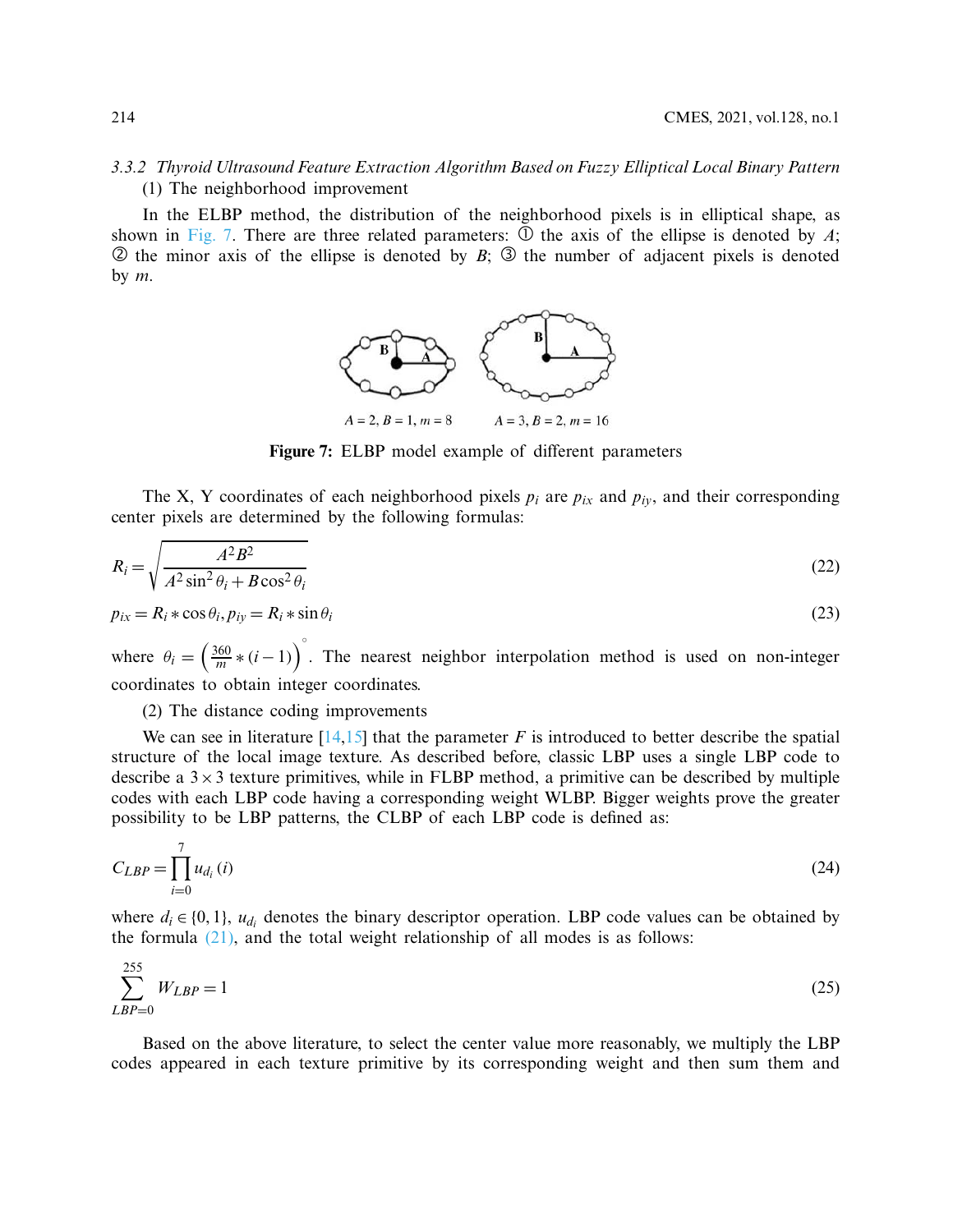*3.3.2 Thyroid Ultrasound Feature Extraction Algorithm Based on Fuzzy Elliptical Local Binary Pattern*

(1) The neighborhood improvement

In the ELBP method, the distribution of the neighborhood pixels is in elliptical shape, as shown in Fig. 7. There are three related parameters: ① the axis of the ellipse is denoted by $A$; ② the minor axis of the ellipse is denoted by $B$; ③ the number of adjacent pixels is denoted by $m$.

$A = 2, B = 1, m = 8$ $A = 3, B = 2, m = 16$

**Figure 7:** ELBP model example of different parameters

The X, Y coordinates of each neighborhood pixels $p_i$ are $p_{ix}$ and $p_{iy}$, and their corresponding center pixels are determined by the following formulas:

$$R_i = \sqrt{\frac{A^2 B^2}{A^2 \sin^2 \theta_i + B \cos^2 \theta_i}} \tag{22}$$

$$p_{ix} = R_i * \cos \theta_i, p_{iy} = R_i * \sin \theta_i \tag{23}$$

where $\theta_i = \left(\frac{360}{m} * (i-1)\right)^{\circ}$. The nearest neighbor interpolation method is used on non-integer coordinates to obtain integer coordinates.

(2) The distance coding improvements

We can see in literature [14,15] that the parameter $F$ is introduced to better describe the spatial structure of the local image texture. As described before, classic LBP uses a single LBP code to describe a $3 \times 3$ texture primitives, while in FLBP method, a primitive can be described by multiple codes with each LBP code having a corresponding weight WLBP. Bigger weights prove the greater possibility to be LBP patterns, the CLBP of each LBP code is defined as:

$$C_{LBP} = \prod_{i=0}^{7} u_{d_i}(i) \tag{24}$$

where $d_i \in \{0, 1\}$, $u_{d_i}$ denotes the binary descriptor operation. LBP code values can be obtained by the formula (21), and the total weight relationship of all modes is as follows:

$$\sum_{LBP=0}^{255} W_{LBP} = 1 \tag{25}$$

Based on the above literature, to select the center value more reasonably, we multiply the LBP codes appeared in each texture primitive by its corresponding weight and then sum them and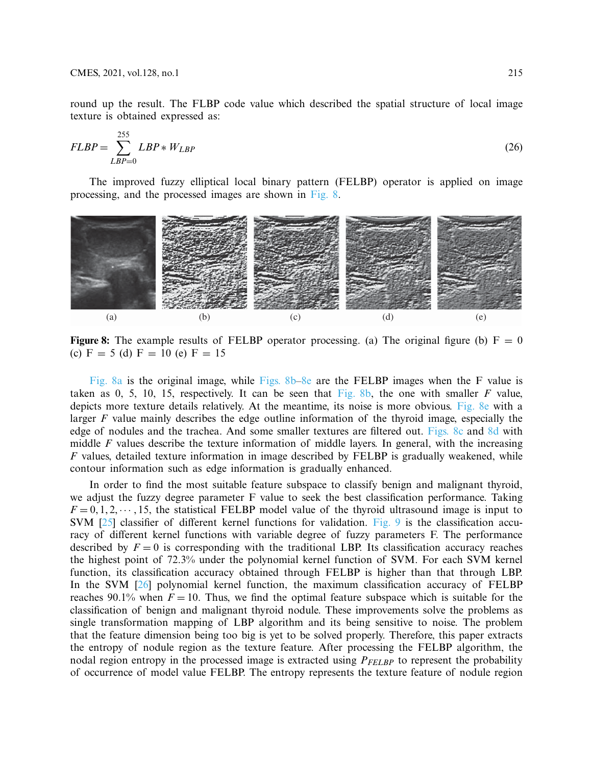round up the result. The FLBP code value which described the spatial structure of local image texture is obtained expressed as:

$$FLBP = \sum_{LBP=0}^{255} LBP * W_{LBP} \tag{26}$$

The improved fuzzy elliptical local binary pattern (FELBP) operator is applied on image processing, and the processed images are shown in Fig. 8.

(a) (b) (c) (d) (e)

**Figure 8:** The example results of FELBP operator processing. (a) The original figure (b) F = 0 (c) F = 5 (d) F = 10 (e) F = 15

Fig. 8a is the original image, while Figs. 8b–8e are the FELBP images when the F value is taken as 0, 5, 10, 15, respectively. It can be seen that Fig. 8b, the one with smaller $F$ value, depicts more texture details relatively. At the meantime, its noise is more obvious. Fig. 8e with a larger $F$ value mainly describes the edge outline information of the thyroid image, especially the edge of nodules and the trachea. And some smaller textures are filtered out. Figs. 8c and 8d with middle $F$ values describe the texture information of middle layers. In general, with the increasing $F$ values, detailed texture information in image described by FELBP is gradually weakened, while contour information such as edge information is gradually enhanced.

In order to find the most suitable feature subspace to classify benign and malignant thyroid, we adjust the fuzzy degree parameter F value to seek the best classification performance. Taking $F = 0, 1, 2, \cdots, 15$, the statistical FELBP model value of the thyroid ultrasound image is input to SVM [25] classifier of different kernel functions for validation. Fig. 9 is the classification accuracy of different kernel functions with variable degree of fuzzy parameters F. The performance described by $F = 0$ is corresponding with the traditional LBP. Its classification accuracy reaches the highest point of 72.3% under the polynomial kernel function of SVM. For each SVM kernel function, its classification accuracy obtained through FELBP is higher than that through LBP. In the SVM [26] polynomial kernel function, the maximum classification accuracy of FELBP reaches 90.1% when $F = 10$. Thus, we find the optimal feature subspace which is suitable for the classification of benign and malignant thyroid nodule. These improvements solve the problems as single transformation mapping of LBP algorithm and its being sensitive to noise. The problem that the feature dimension being too big is yet to be solved properly. Therefore, this paper extracts the entropy of nodule region as the texture feature. After processing the FELBP algorithm, the nodal region entropy in the processed image is extracted using $P_{FELBP}$ to represent the probability of occurrence of model value FELBP. The entropy represents the texture feature of nodule region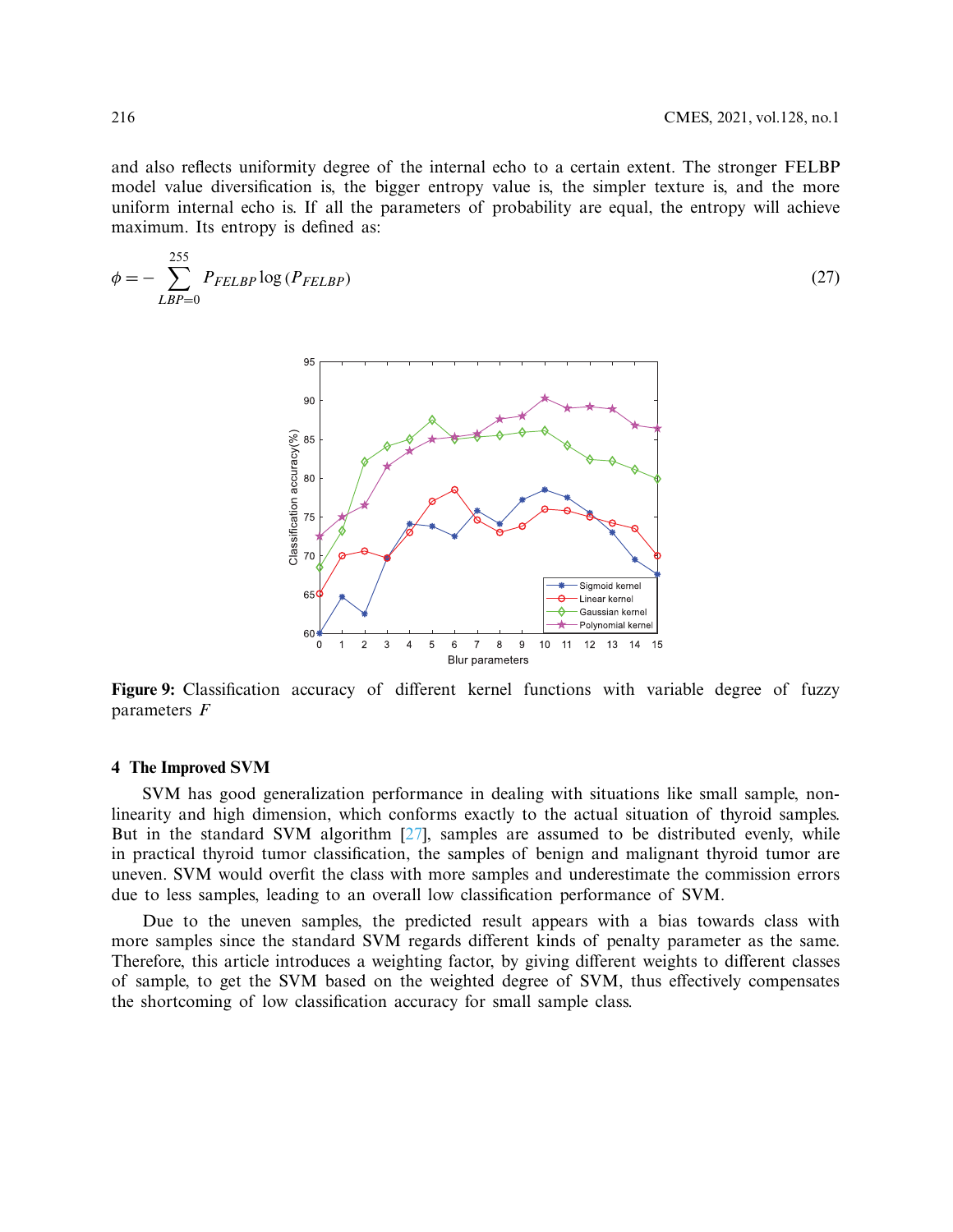and also reflects uniformity degree of the internal echo to a certain extent. The stronger FELBP model value diversification is, the bigger entropy value is, the simpler texture is, and the more uniform internal echo is. If all the parameters of probability are equal, the entropy will achieve maximum. Its entropy is defined as:

$$\phi = -\sum_{LBP=0}^{255} P_{FELBP} \log\left(P_{FELBP}\right) \tag{27}$$

**Figure 9:** Classification accuracy of different kernel functions with variable degree of fuzzy parameters $F$

## 4 The Improved SVM

SVM has good generalization performance in dealing with situations like small sample, non-linearity and high dimension, which conforms exactly to the actual situation of thyroid samples. But in the standard SVM algorithm [27], samples are assumed to be distributed evenly, while in practical thyroid tumor classification, the samples of benign and malignant thyroid tumor are uneven. SVM would overfit the class with more samples and underestimate the commission errors due to less samples, leading to an overall low classification performance of SVM.

Due to the uneven samples, the predicted result appears with a bias towards class with more samples since the standard SVM regards different kinds of penalty parameter as the same. Therefore, this article introduces a weighting factor, by giving different weights to different classes of sample, to get the SVM based on the weighted degree of SVM, thus effectively compensates the shortcoming of low classification accuracy for small sample class.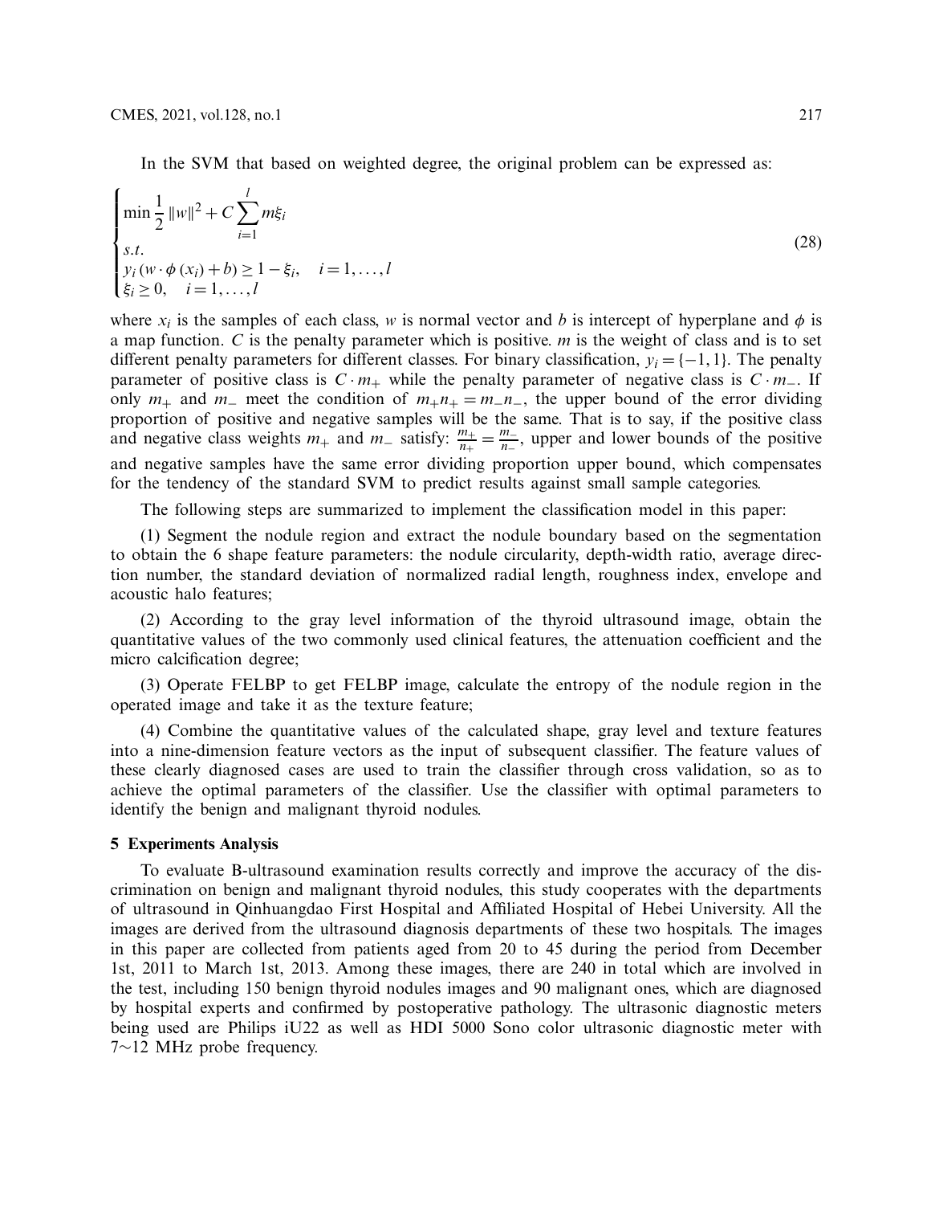In the SVM that based on weighted degree, the original problem can be expressed as:

$$\begin{cases} \min \dfrac{1}{2}\|w\|^2 + C\displaystyle\sum_{i=1}^{l} m\xi_i \\ s.t. \\ y_i\left(w \cdot \phi\left(x_i\right) + b\right) \geq 1 - \xi_i, \quad i = 1, \ldots, l \\ \xi_i \geq 0, \quad i = 1, \ldots, l \end{cases} \tag{28}$$

where $x_i$ is the samples of each class, $w$ is normal vector and $b$ is intercept of hyperplane and $\phi$ is a map function. $C$ is the penalty parameter which is positive. $m$ is the weight of class and is to set different penalty parameters for different classes. For binary classification, $y_i = \{-1, 1\}$. The penalty parameter of positive class is $C \cdot m_+$ while the penalty parameter of negative class is $C \cdot m_-$. If only $m_+$ and $m_-$ meet the condition of $m_+n_+ = m_-n_-$, the upper bound of the error dividing proportion of positive and negative samples will be the same. That is to say, if the positive class and negative class weights $m_+$ and $m_-$ satisfy: $\frac{m_+}{n_+} = \frac{m_-}{n_-}$, upper and lower bounds of the positive and negative samples have the same error dividing proportion upper bound, which compensates for the tendency of the standard SVM to predict results against small sample categories.

The following steps are summarized to implement the classification model in this paper:

(1) Segment the nodule region and extract the nodule boundary based on the segmentation to obtain the 6 shape feature parameters: the nodule circularity, depth-width ratio, average direction number, the standard deviation of normalized radial length, roughness index, envelope and acoustic halo features;

(2) According to the gray level information of the thyroid ultrasound image, obtain the quantitative values of the two commonly used clinical features, the attenuation coefficient and the micro calcification degree;

(3) Operate FELBP to get FELBP image, calculate the entropy of the nodule region in the operated image and take it as the texture feature;

(4) Combine the quantitative values of the calculated shape, gray level and texture features into a nine-dimension feature vectors as the input of subsequent classifier. The feature values of these clearly diagnosed cases are used to train the classifier through cross validation, so as to achieve the optimal parameters of the classifier. Use the classifier with optimal parameters to identify the benign and malignant thyroid nodules.

## 5 Experiments Analysis

To evaluate B-ultrasound examination results correctly and improve the accuracy of the discrimination on benign and malignant thyroid nodules, this study cooperates with the departments of ultrasound in Qinhuangdao First Hospital and Affiliated Hospital of Hebei University. All the images are derived from the ultrasound diagnosis departments of these two hospitals. The images in this paper are collected from patients aged from 20 to 45 during the period from December 1st, 2011 to March 1st, 2013. Among these images, there are 240 in total which are involved in the test, including 150 benign thyroid nodules images and 90 malignant ones, which are diagnosed by hospital experts and confirmed by postoperative pathology. The ultrasonic diagnostic meters being used are Philips iU22 as well as HDI 5000 Sono color ultrasonic diagnostic meter with 7∼12 MHz probe frequency.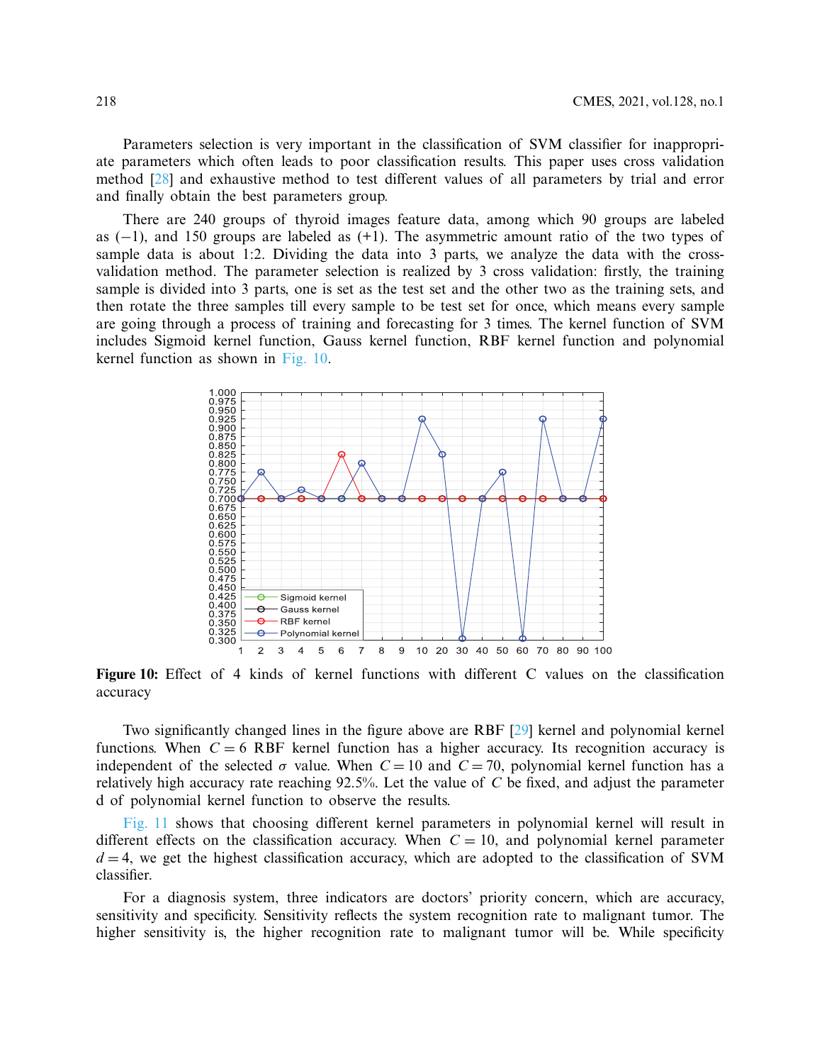Parameters selection is very important in the classification of SVM classifier for inappropriate parameters which often leads to poor classification results. This paper uses cross validation method [28] and exhaustive method to test different values of all parameters by trial and error and finally obtain the best parameters group.

There are 240 groups of thyroid images feature data, among which 90 groups are labeled as (−1), and 150 groups are labeled as (+1). The asymmetric amount ratio of the two types of sample data is about 1:2. Dividing the data into 3 parts, we analyze the data with the cross-validation method. The parameter selection is realized by 3 cross validation: firstly, the training sample is divided into 3 parts, one is set as the test set and the other two as the training sets, and then rotate the three samples till every sample to be test set for once, which means every sample are going through a process of training and forecasting for 3 times. The kernel function of SVM includes Sigmoid kernel function, Gauss kernel function, RBF kernel function and polynomial kernel function as shown in Fig. 10.

**Figure 10:** Effect of 4 kinds of kernel functions with different C values on the classification accuracy

Two significantly changed lines in the figure above are RBF [29] kernel and polynomial kernel functions. When $C = 6$ RBF kernel function has a higher accuracy. Its recognition accuracy is independent of the selected $\sigma$ value. When $C = 10$ and $C = 70$, polynomial kernel function has a relatively high accuracy rate reaching 92.5%. Let the value of $C$ be fixed, and adjust the parameter d of polynomial kernel function to observe the results.

Fig. 11 shows that choosing different kernel parameters in polynomial kernel will result in different effects on the classification accuracy. When $C = 10$, and polynomial kernel parameter $d = 4$, we get the highest classification accuracy, which are adopted to the classification of SVM classifier.

For a diagnosis system, three indicators are doctors' priority concern, which are accuracy, sensitivity and specificity. Sensitivity reflects the system recognition rate to malignant tumor. The higher sensitivity is, the higher recognition rate to malignant tumor will be. While specificity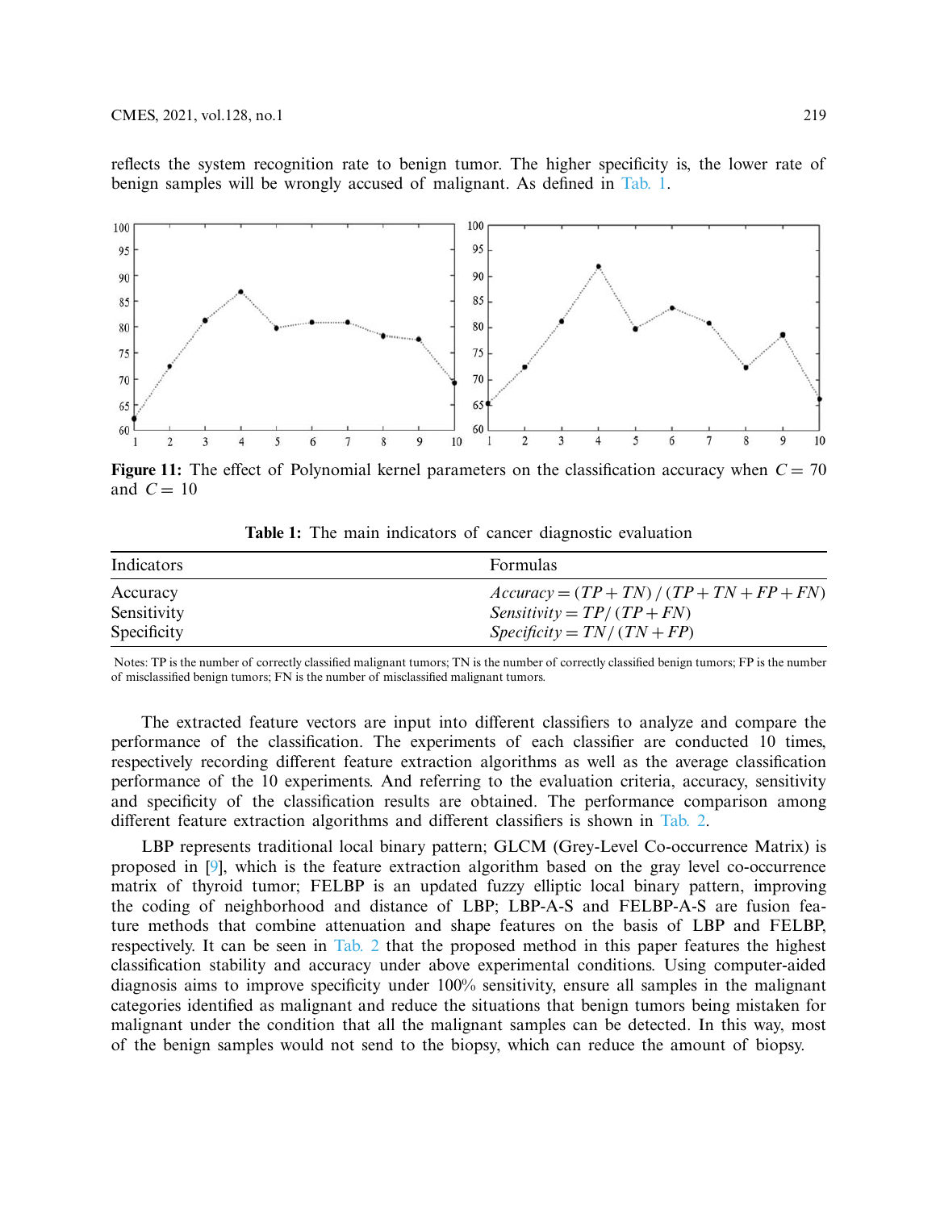reflects the system recognition rate to benign tumor. The higher specificity is, the lower rate of benign samples will be wrongly accused of malignant. As defined in Tab. 1.

Figure 11: The effect of Polynomial kernel parameters on the classification accuracy when $C = 70$ and $C = 10$

**Table 1:** The main indicators of cancer diagnostic evaluation

| Indicators | Formulas |
|---|---|
| Accuracy | $Accuracy = (TP + TN) / (TP + TN + FP + FN)$ |
| Sensitivity | $Sensitivity = TP / (TP + FN)$ |
| Specificity | $Specificity = TN / (TN + FP)$ |

Notes: TP is the number of correctly classified malignant tumors; TN is the number of correctly classified benign tumors; FP is the number of misclassified benign tumors; FN is the number of misclassified malignant tumors.

The extracted feature vectors are input into different classifiers to analyze and compare the performance of the classification. The experiments of each classifier are conducted 10 times, respectively recording different feature extraction algorithms as well as the average classification performance of the 10 experiments. And referring to the evaluation criteria, accuracy, sensitivity and specificity of the classification results are obtained. The performance comparison among different feature extraction algorithms and different classifiers is shown in Tab. 2.

LBP represents traditional local binary pattern; GLCM (Grey-Level Co-occurrence Matrix) is proposed in [9], which is the feature extraction algorithm based on the gray level co-occurrence matrix of thyroid tumor; FELBP is an updated fuzzy elliptic local binary pattern, improving the coding of neighborhood and distance of LBP; LBP-A-S and FELBP-A-S are fusion feature methods that combine attenuation and shape features on the basis of LBP and FELBP, respectively. It can be seen in Tab. 2 that the proposed method in this paper features the highest classification stability and accuracy under above experimental conditions. Using computer-aided diagnosis aims to improve specificity under 100% sensitivity, ensure all samples in the malignant categories identified as malignant and reduce the situations that benign tumors being mistaken for malignant under the condition that all the malignant samples can be detected. In this way, most of the benign samples would not send to the biopsy, which can reduce the amount of biopsy.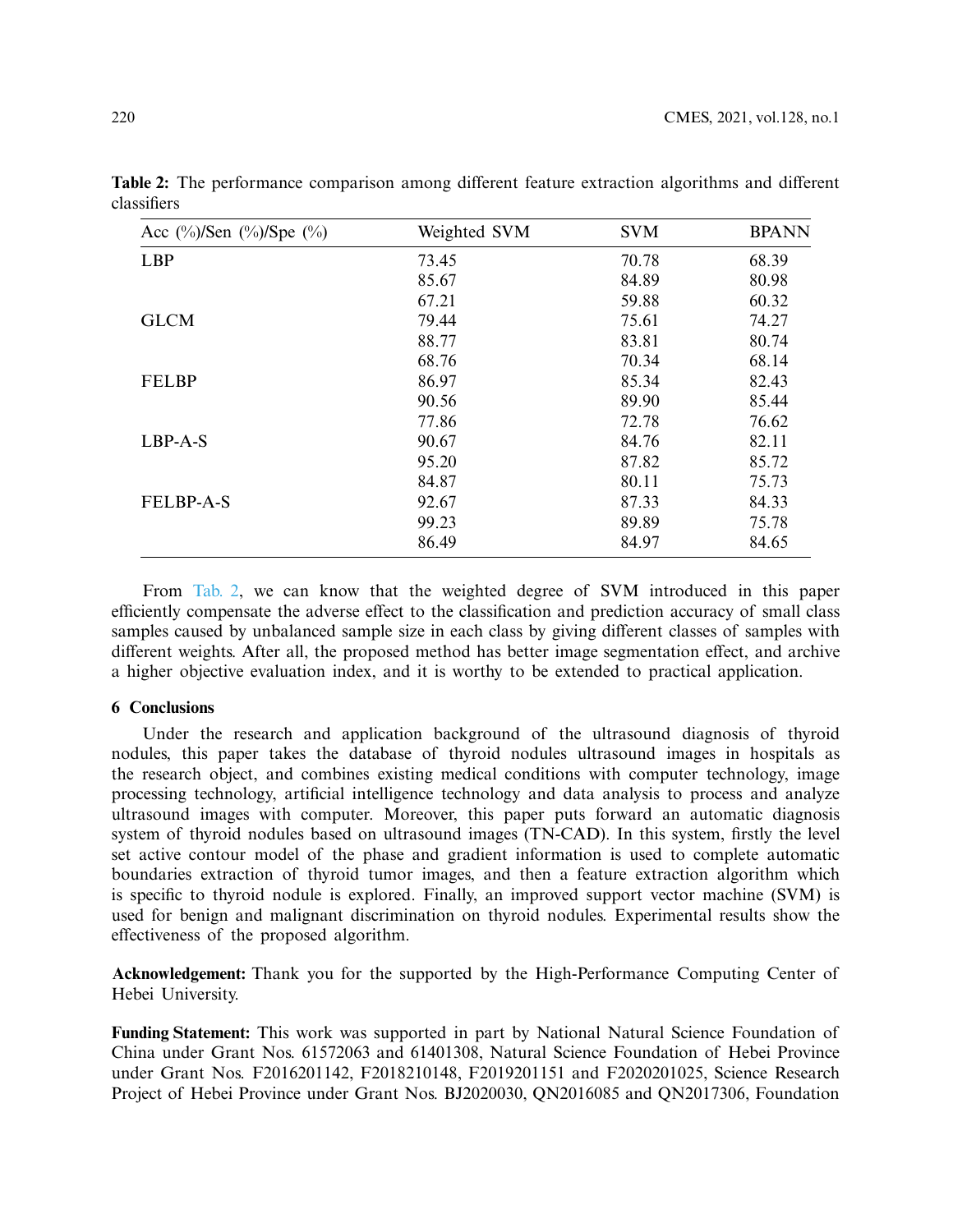**Table 2:** The performance comparison among different feature extraction algorithms and different classifiers

| Acc (%)/Sen (%)/Spe (%) | Weighted SVM | SVM | BPANN |
|---|---|---|---|
| LBP | 73.45 | 70.78 | 68.39 |
| | 85.67 | 84.89 | 80.98 |
| | 67.21 | 59.88 | 60.32 |
| GLCM | 79.44 | 75.61 | 74.27 |
| | 88.77 | 83.81 | 80.74 |
| | 68.76 | 70.34 | 68.14 |
| FELBP | 86.97 | 85.34 | 82.43 |
| | 90.56 | 89.90 | 85.44 |
| | 77.86 | 72.78 | 76.62 |
| LBP-A-S | 90.67 | 84.76 | 82.11 |
| | 95.20 | 87.82 | 85.72 |
| | 84.87 | 80.11 | 75.73 |
| FELBP-A-S | 92.67 | 87.33 | 84.33 |
| | 99.23 | 89.89 | 75.78 |
| | 86.49 | 84.97 | 84.65 |

From Tab. 2, we can know that the weighted degree of SVM introduced in this paper efficiently compensate the adverse effect to the classification and prediction accuracy of small class samples caused by unbalanced sample size in each class by giving different classes of samples with different weights. After all, the proposed method has better image segmentation effect, and archive a higher objective evaluation index, and it is worthy to be extended to practical application.

## 6 Conclusions

Under the research and application background of the ultrasound diagnosis of thyroid nodules, this paper takes the database of thyroid nodules ultrasound images in hospitals as the research object, and combines existing medical conditions with computer technology, image processing technology, artificial intelligence technology and data analysis to process and analyze ultrasound images with computer. Moreover, this paper puts forward an automatic diagnosis system of thyroid nodules based on ultrasound images (TN-CAD). In this system, firstly the level set active contour model of the phase and gradient information is used to complete automatic boundaries extraction of thyroid tumor images, and then a feature extraction algorithm which is specific to thyroid nodule is explored. Finally, an improved support vector machine (SVM) is used for benign and malignant discrimination on thyroid nodules. Experimental results show the effectiveness of the proposed algorithm.

**Acknowledgement:** Thank you for the supported by the High-Performance Computing Center of Hebei University.

**Funding Statement:** This work was supported in part by National Natural Science Foundation of China under Grant Nos. 61572063 and 61401308, Natural Science Foundation of Hebei Province under Grant Nos. F2016201142, F2018210148, F2019201151 and F2020201025, Science Research Project of Hebei Province under Grant Nos. BJ2020030, QN2016085 and QN2017306, Foundation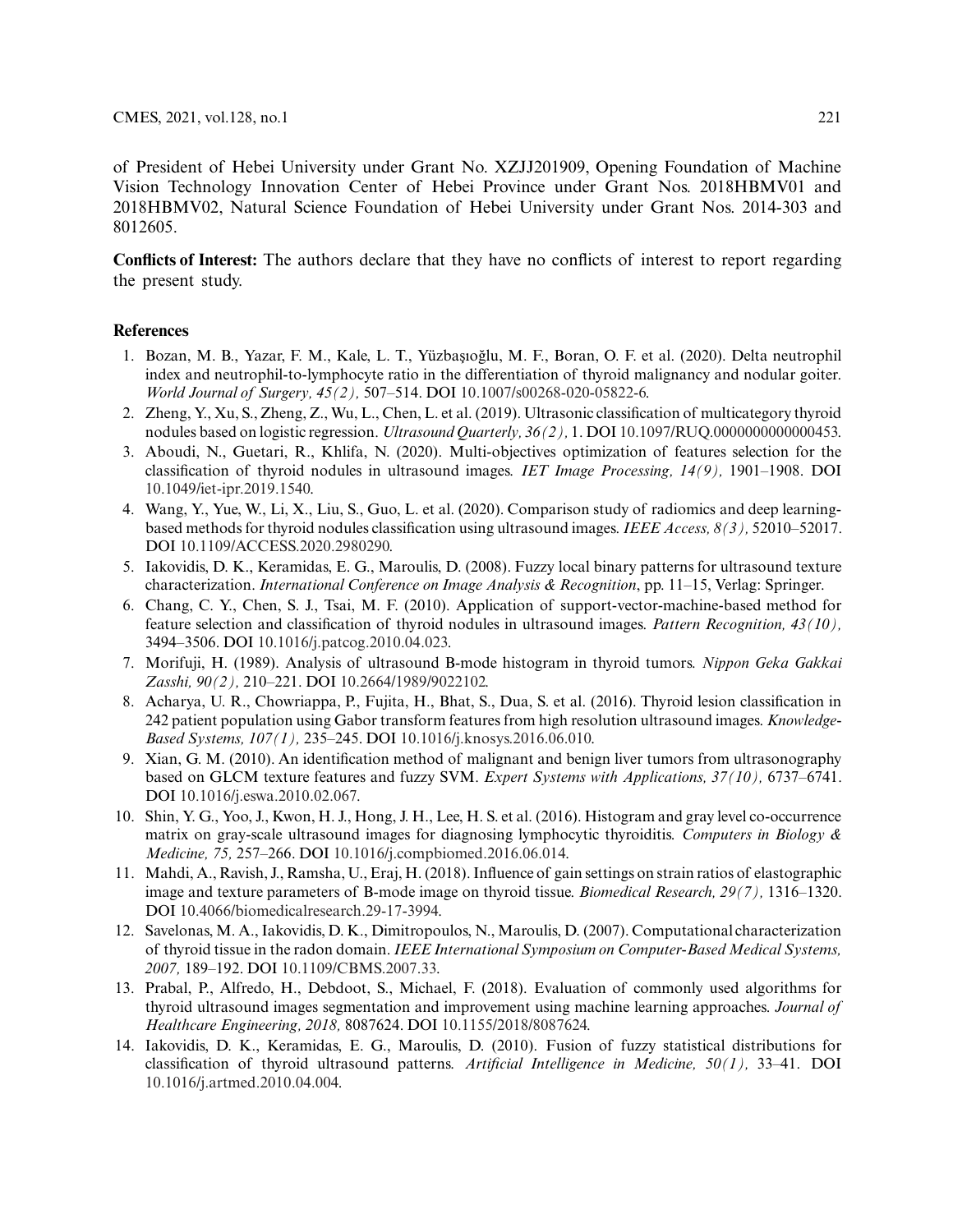of President of Hebei University under Grant No. XZJJ201909, Opening Foundation of Machine Vision Technology Innovation Center of Hebei Province under Grant Nos. 2018HBMV01 and 2018HBMV02, Natural Science Foundation of Hebei University under Grant Nos. 2014-303 and 8012605.

**Conflicts of Interest:** The authors declare that they have no conflicts of interest to report regarding the present study.

## References

1. Bozan, M. B., Yazar, F. M., Kale, L. T., Yüzbaşıoğlu, M. F., Boran, O. F. et al. (2020). Delta neutrophil index and neutrophil-to-lymphocyte ratio in the differentiation of thyroid malignancy and nodular goiter. *World Journal of Surgery, 45(2),* 507–514. DOI 10.1007/s00268-020-05822-6.
2. Zheng, Y., Xu, S., Zheng, Z., Wu, L., Chen, L. et al. (2019). Ultrasonic classification of multicategory thyroid nodules based on logistic regression. *Ultrasound Quarterly, 36(2),* 1. DOI 10.1097/RUQ.0000000000000453.
3. Aboudi, N., Guetari, R., Khlifa, N. (2020). Multi-objectives optimization of features selection for the classification of thyroid nodules in ultrasound images. *IET Image Processing, 14(9),* 1901–1908. DOI 10.1049/iet-ipr.2019.1540.
4. Wang, Y., Yue, W., Li, X., Liu, S., Guo, L. et al. (2020). Comparison study of radiomics and deep learning-based methods for thyroid nodules classification using ultrasound images. *IEEE Access, 8(3),* 52010–52017. DOI 10.1109/ACCESS.2020.2980290.
5. Iakovidis, D. K., Keramidas, E. G., Maroulis, D. (2008). Fuzzy local binary patterns for ultrasound texture characterization. *International Conference on Image Analysis & Recognition*, pp. 11–15, Verlag: Springer.
6. Chang, C. Y., Chen, S. J., Tsai, M. F. (2010). Application of support-vector-machine-based method for feature selection and classification of thyroid nodules in ultrasound images. *Pattern Recognition, 43(10),* 3494–3506. DOI 10.1016/j.patcog.2010.04.023.
7. Morifuji, H. (1989). Analysis of ultrasound B-mode histogram in thyroid tumors. *Nippon Geka Gakkai Zasshi, 90(2),* 210–221. DOI 10.2664/1989/9022102.
8. Acharya, U. R., Chowriappa, P., Fujita, H., Bhat, S., Dua, S. et al. (2016). Thyroid lesion classification in 242 patient population using Gabor transform features from high resolution ultrasound images. *Knowledge-Based Systems, 107(1),* 235–245. DOI 10.1016/j.knosys.2016.06.010.
9. Xian, G. M. (2010). An identification method of malignant and benign liver tumors from ultrasonography based on GLCM texture features and fuzzy SVM. *Expert Systems with Applications, 37(10),* 6737–6741. DOI 10.1016/j.eswa.2010.02.067.
10. Shin, Y. G., Yoo, J., Kwon, H. J., Hong, J. H., Lee, H. S. et al. (2016). Histogram and gray level co-occurrence matrix on gray-scale ultrasound images for diagnosing lymphocytic thyroiditis. *Computers in Biology & Medicine, 75,* 257–266. DOI 10.1016/j.compbiomed.2016.06.014.
11. Mahdi, A., Ravish, J., Ramsha, U., Eraj, H. (2018). Influence of gain settings on strain ratios of elastographic image and texture parameters of B-mode image on thyroid tissue. *Biomedical Research, 29(7),* 1316–1320. DOI 10.4066/biomedicalresearch.29-17-3994.
12. Savelonas, M. A., Iakovidis, D. K., Dimitropoulos, N., Maroulis, D. (2007). Computational characterization of thyroid tissue in the radon domain. *IEEE International Symposium on Computer-Based Medical Systems, 2007,* 189–192. DOI 10.1109/CBMS.2007.33.
13. Prabal, P., Alfredo, H., Debdoot, S., Michael, F. (2018). Evaluation of commonly used algorithms for thyroid ultrasound images segmentation and improvement using machine learning approaches. *Journal of Healthcare Engineering, 2018,* 8087624. DOI 10.1155/2018/8087624.
14. Iakovidis, D. K., Keramidas, E. G., Maroulis, D. (2010). Fusion of fuzzy statistical distributions for classification of thyroid ultrasound patterns. *Artificial Intelligence in Medicine, 50(1),* 33–41. DOI 10.1016/j.artmed.2010.04.004.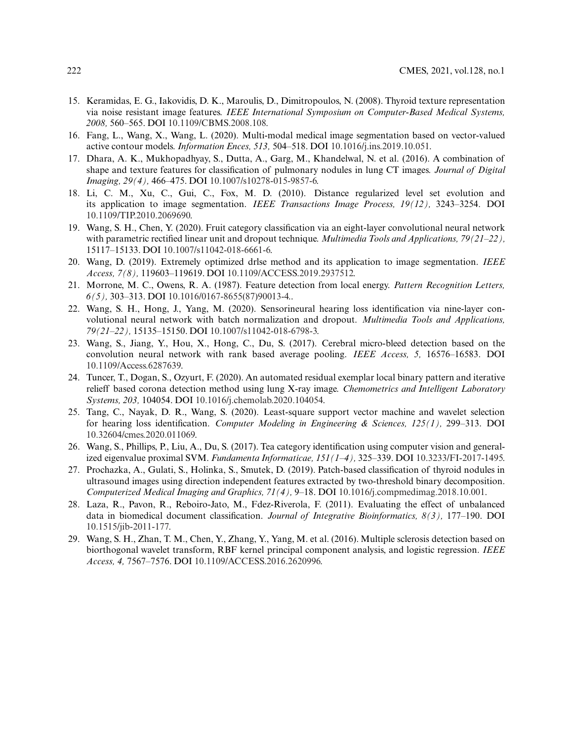15. Keramidas, E. G., Iakovidis, D. K., Maroulis, D., Dimitropoulos, N. (2008). Thyroid texture representation via noise resistant image features. *IEEE International Symposium on Computer-Based Medical Systems, 2008,* 560–565. DOI 10.1109/CBMS.2008.108.
16. Fang, L., Wang, X., Wang, L. (2020). Multi-modal medical image segmentation based on vector-valued active contour models. *Information Ences, 513,* 504–518. DOI 10.1016/j.ins.2019.10.051.
17. Dhara, A. K., Mukhopadhyay, S., Dutta, A., Garg, M., Khandelwal, N. et al. (2016). A combination of shape and texture features for classification of pulmonary nodules in lung CT images. *Journal of Digital Imaging, 29(4),* 466–475. DOI 10.1007/s10278-015-9857-6.
18. Li, C. M., Xu, C., Gui, C., Fox, M. D. (2010). Distance regularized level set evolution and its application to image segmentation. *IEEE Transactions Image Process, 19(12),* 3243–3254. DOI 10.1109/TIP.2010.2069690.
19. Wang, S. H., Chen, Y. (2020). Fruit category classification via an eight-layer convolutional neural network with parametric rectified linear unit and dropout technique. *Multimedia Tools and Applications, 79(21–22),* 15117–15133. DOI 10.1007/s11042-018-6661-6.
20. Wang, D. (2019). Extremely optimized drlse method and its application to image segmentation. *IEEE Access, 7(8),* 119603–119619. DOI 10.1109/ACCESS.2019.2937512.
21. Morrone, M. C., Owens, R. A. (1987). Feature detection from local energy. *Pattern Recognition Letters, 6(5),* 303–313. DOI 10.1016/0167-8655(87)90013-4..
22. Wang, S. H., Hong, J., Yang, M. (2020). Sensorineural hearing loss identification via nine-layer convolutional neural network with batch normalization and dropout. *Multimedia Tools and Applications, 79(21–22),* 15135–15150. DOI 10.1007/s11042-018-6798-3.
23. Wang, S., Jiang, Y., Hou, X., Hong, C., Du, S. (2017). Cerebral micro-bleed detection based on the convolution neural network with rank based average pooling. *IEEE Access, 5,* 16576–16583. DOI 10.1109/Access.6287639.
24. Tuncer, T., Dogan, S., Ozyurt, F. (2020). An automated residual exemplar local binary pattern and iterative relieff based corona detection method using lung X-ray image. *Chemometrics and Intelligent Laboratory Systems, 203,* 104054. DOI 10.1016/j.chemolab.2020.104054.
25. Tang, C., Nayak, D. R., Wang, S. (2020). Least-square support vector machine and wavelet selection for hearing loss identification. *Computer Modeling in Engineering & Sciences, 125(1),* 299–313. DOI 10.32604/cmes.2020.011069.
26. Wang, S., Phillips, P., Liu, A., Du, S. (2017). Tea category identification using computer vision and generalized eigenvalue proximal SVM. *Fundamenta Informaticae, 151(1–4),* 325–339. DOI 10.3233/FI-2017-1495.
27. Prochazka, A., Gulati, S., Holinka, S., Smutek, D. (2019). Patch-based classification of thyroid nodules in ultrasound images using direction independent features extracted by two-threshold binary decomposition. *Computerized Medical Imaging and Graphics, 71(4),* 9–18. DOI 10.1016/j.compmedimag.2018.10.001.
28. Laza, R., Pavon, R., Reboiro-Jato, M., Fdez-Riverola, F. (2011). Evaluating the effect of unbalanced data in biomedical document classification. *Journal of Integrative Bioinformatics, 8(3),* 177–190. DOI 10.1515/jib-2011-177.
29. Wang, S. H., Zhan, T. M., Chen, Y., Zhang, Y., Yang, M. et al. (2016). Multiple sclerosis detection based on biorthogonal wavelet transform, RBF kernel principal component analysis, and logistic regression. *IEEE Access, 4,* 7567–7576. DOI 10.1109/ACCESS.2016.2620996.